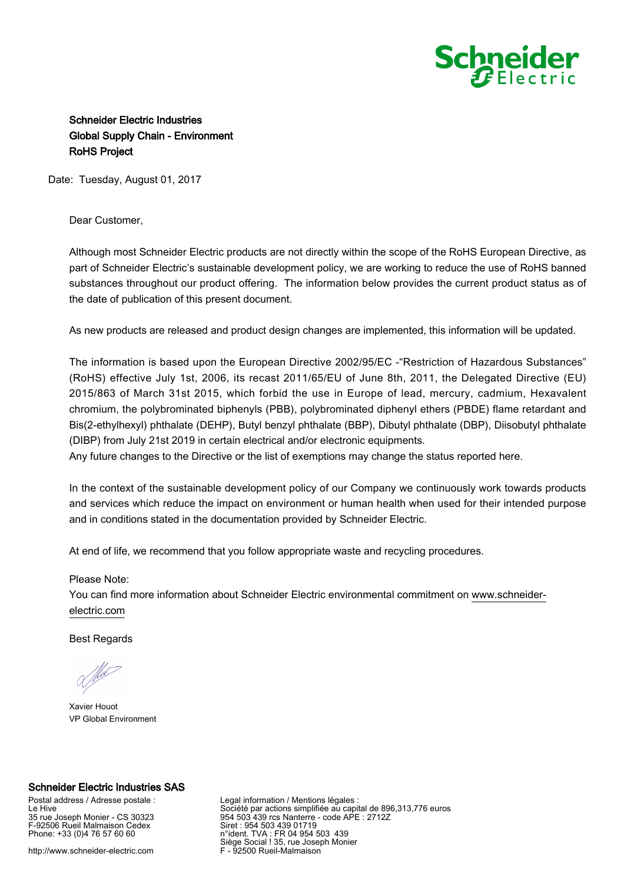Schneider Electric

**Schneider Electric Industries**
**Global Supply Chain - Environment**
**RoHS Project**

Date: Tuesday, August 01, 2017

Dear Customer,

Although most Schneider Electric products are not directly within the scope of the RoHS European Directive, as part of Schneider Electric's sustainable development policy, we are working to reduce the use of RoHS banned substances throughout our product offering. The information below provides the current product status as of the date of publication of this present document.

As new products are released and product design changes are implemented, this information will be updated.

The information is based upon the European Directive 2002/95/EC -"Restriction of Hazardous Substances" (RoHS) effective July 1st, 2006, its recast 2011/65/EU of June 8th, 2011, the Delegated Directive (EU) 2015/863 of March 31st 2015, which forbid the use in Europe of lead, mercury, cadmium, Hexavalent chromium, the polybrominated biphenyls (PBB), polybrominated diphenyl ethers (PBDE) flame retardant and Bis(2-ethylhexyl) phthalate (DEHP), Butyl benzyl phthalate (BBP), Dibutyl phthalate (DBP), Diisobutyl phthalate (DIBP) from July 21st 2019 in certain electrical and/or electronic equipments.
Any future changes to the Directive or the list of exemptions may change the status reported here.

In the context of the sustainable development policy of our Company we continuously work towards products and services which reduce the impact on environment or human health when used for their intended purpose and in conditions stated in the documentation provided by Schneider Electric.

At end of life, we recommend that you follow appropriate waste and recycling procedures.

Please Note:
You can find more information about Schneider Electric environmental commitment on www.schneider-electric.com

Best Regards

Xavier Houot
VP Global Environment

**Schneider Electric Industries SAS**

Postal address / Adresse postale :
Le Hive
35 rue Joseph Monier - CS 30323
F-92506 Rueil Malmaison Cedex
Phone: +33 (0)4 76 57 60 60

http://www.schneider-electric.com

Legal information / Mentions légales :
Société par actions simplifiée au capital de 896,313,776 euros
954 503 439 rcs Nanterre - code APE : 2712Z
Siret : 954 503 439 01719
n°ident. TVA : FR 04 954 503 439
Siège Social ! 35, rue Joseph Monier
F - 92500 Rueil-Malmaison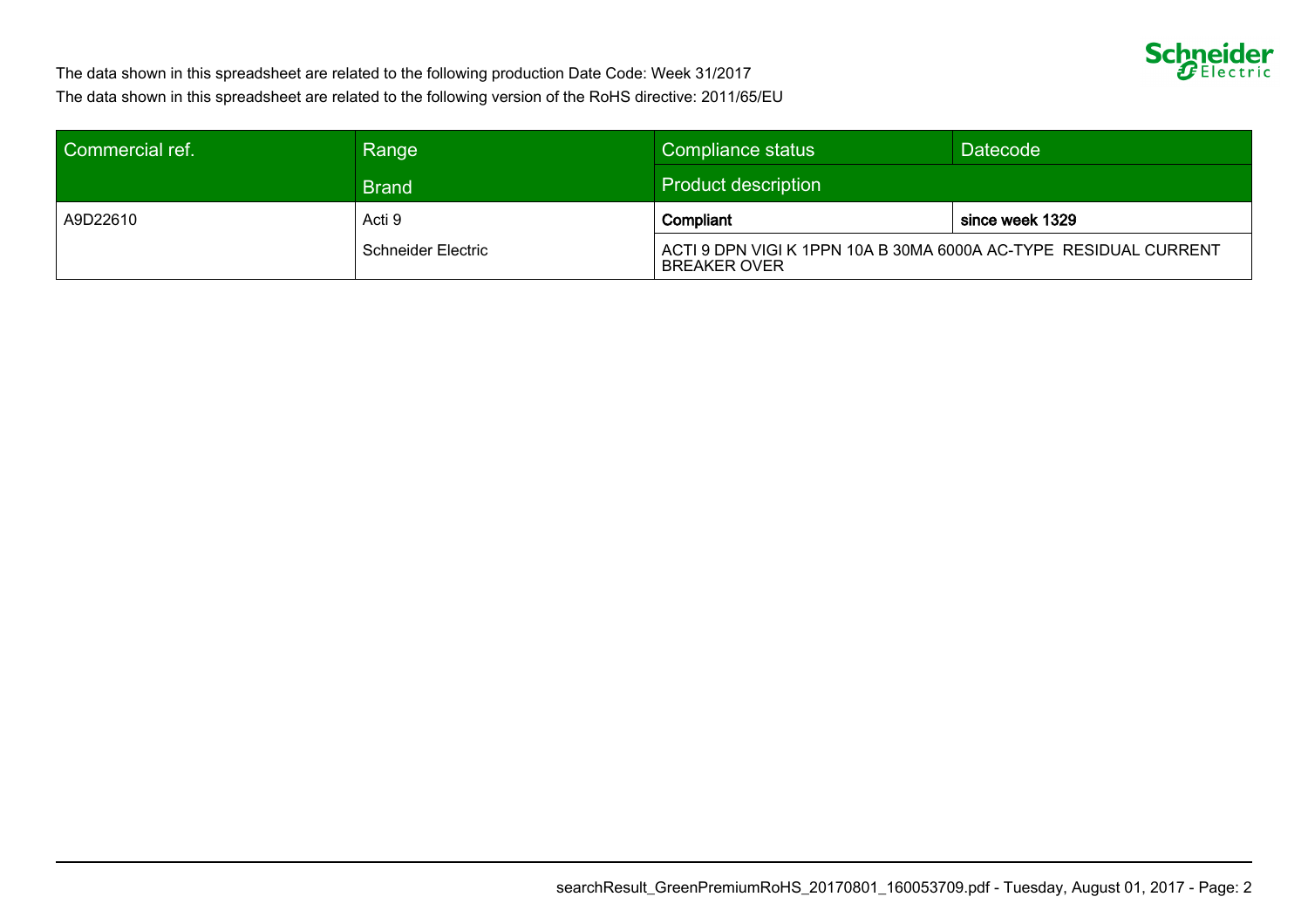The data shown in this spreadsheet are related to the following production Date Code: Week 31/2017

The data shown in this spreadsheet are related to the following version of the RoHS directive: 2011/65/EU

| Commercial ref. | Range | Compliance status | Datecode |
|---|---|---|---|
| | Brand | Product description | |
| A9D22610 | Acti 9 | **Compliant** | **since week 1329** |
| | Schneider Electric | ACTI 9 DPN VIGI K 1PPN 10A B 30MA 6000A AC-TYPE RESIDUAL CURRENT BREAKER OVER | |